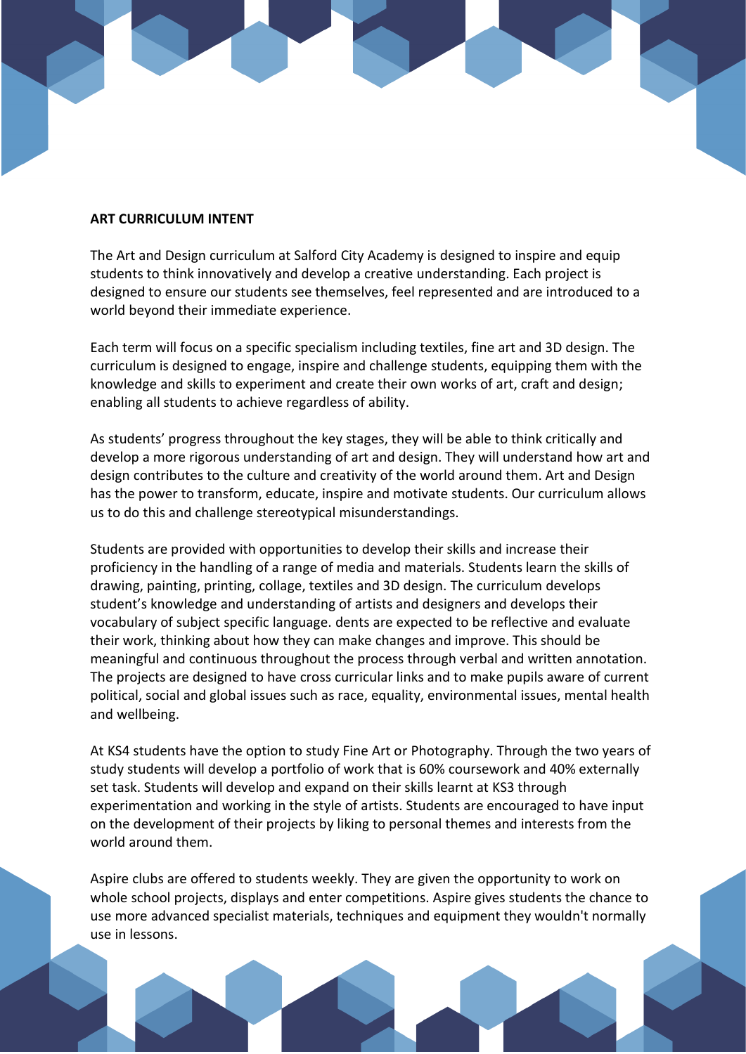**ART CURRICULUM INTENT**

The Art and Design curriculum at Salford City Academy is designed to inspire and equip students to think innovatively and develop a creative understanding. Each project is designed to ensure our students see themselves, feel represented and are introduced to a world beyond their immediate experience.

Each term will focus on a specific specialism including textiles, fine art and 3D design. The curriculum is designed to engage, inspire and challenge students, equipping them with the knowledge and skills to experiment and create their own works of art, craft and design; enabling all students to achieve regardless of ability.

As students' progress throughout the key stages, they will be able to think critically and develop a more rigorous understanding of art and design. They will understand how art and design contributes to the culture and creativity of the world around them. Art and Design has the power to transform, educate, inspire and motivate students. Our curriculum allows us to do this and challenge stereotypical misunderstandings.

Students are provided with opportunities to develop their skills and increase their proficiency in the handling of a range of media and materials. Students learn the skills of drawing, painting, printing, collage, textiles and 3D design. The curriculum develops student's knowledge and understanding of artists and designers and develops their vocabulary of subject specific language. dents are expected to be reflective and evaluate their work, thinking about how they can make changes and improve. This should be meaningful and continuous throughout the process through verbal and written annotation. The projects are designed to have cross curricular links and to make pupils aware of current political, social and global issues such as race, equality, environmental issues, mental health and wellbeing.

At KS4 students have the option to study Fine Art or Photography. Through the two years of study students will develop a portfolio of work that is 60% coursework and 40% externally set task. Students will develop and expand on their skills learnt at KS3 through experimentation and working in the style of artists. Students are encouraged to have input on the development of their projects by liking to personal themes and interests from the world around them.

Aspire clubs are offered to students weekly. They are given the opportunity to work on whole school projects, displays and enter competitions. Aspire gives students the chance to use more advanced specialist materials, techniques and equipment they wouldn't normally use in lessons.